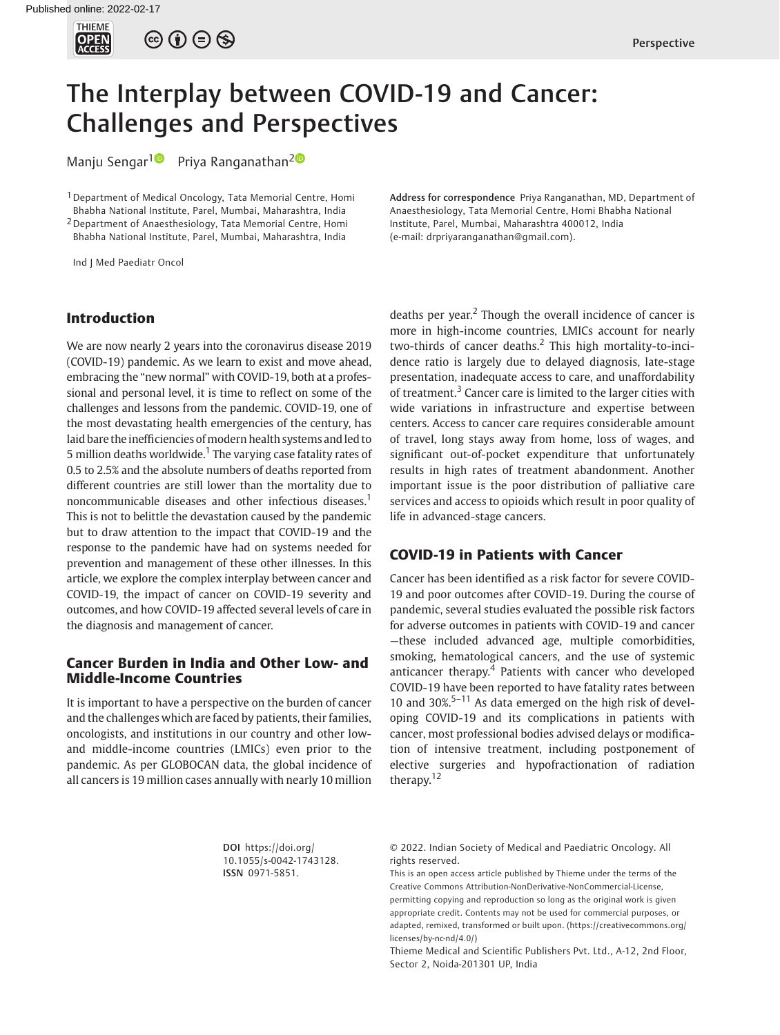# The Interplay between COVID-19 and Cancer: Challenges and Perspectives

Manju Sengar[1] Priya Ranganathan[2]

[1] Department of Medical Oncology, Tata Memorial Centre, Homi Bhabha National Institute, Parel, Mumbai, Maharashtra, India

[2] Department of Anaesthesiology, Tata Memorial Centre, Homi Bhabha National Institute, Parel, Mumbai, Maharashtra, India

Ind J Med Paediatr Oncol

Address for correspondence Priya Ranganathan, MD, Department of Anaesthesiology, Tata Memorial Centre, Homi Bhabha National Institute, Parel, Mumbai, Maharashtra 400012, India (e-mail: drpriyaranganathan@gmail.com).

## Introduction

We are now nearly 2 years into the coronavirus disease 2019 (COVID-19) pandemic. As we learn to exist and move ahead, embracing the "new normal" with COVID-19, both at a professional and personal level, it is time to reflect on some of the challenges and lessons from the pandemic. COVID-19, one of the most devastating health emergencies of the century, has laid bare the inefficiencies of modern health systems and led to 5 million deaths worldwide.[1] The varying case fatality rates of 0.5 to 2.5% and the absolute numbers of deaths reported from different countries are still lower than the mortality due to noncommunicable diseases and other infectious diseases.[1] This is not to belittle the devastation caused by the pandemic but to draw attention to the impact that COVID-19 and the response to the pandemic have had on systems needed for prevention and management of these other illnesses. In this article, we explore the complex interplay between cancer and COVID-19, the impact of cancer on COVID-19 severity and outcomes, and how COVID-19 affected several levels of care in the diagnosis and management of cancer.

## Cancer Burden in India and Other Low- and Middle-Income Countries

It is important to have a perspective on the burden of cancer and the challenges which are faced by patients, their families, oncologists, and institutions in our country and other low- and middle-income countries (LMICs) even prior to the pandemic. As per GLOBOCAN data, the global incidence of all cancers is 19 million cases annually with nearly 10 million deaths per year.[2] Though the overall incidence of cancer is more in high-income countries, LMICs account for nearly two-thirds of cancer deaths.[2] This high mortality-to-incidence ratio is largely due to delayed diagnosis, late-stage presentation, inadequate access to care, and unaffordability of treatment.[3] Cancer care is limited to the larger cities with wide variations in infrastructure and expertise between centers. Access to cancer care requires considerable amount of travel, long stays away from home, loss of wages, and significant out-of-pocket expenditure that unfortunately results in high rates of treatment abandonment. Another important issue is the poor distribution of palliative care services and access to opioids which result in poor quality of life in advanced-stage cancers.

## COVID-19 in Patients with Cancer

Cancer has been identified as a risk factor for severe COVID-19 and poor outcomes after COVID-19. During the course of pandemic, several studies evaluated the possible risk factors for adverse outcomes in patients with COVID-19 and cancer—these included advanced age, multiple comorbidities, smoking, hematological cancers, and the use of systemic anticancer therapy.[4] Patients with cancer who developed COVID-19 have been reported to have fatality rates between 10 and 30%.[5–11] As data emerged on the high risk of developing COVID-19 and its complications in patients with cancer, most professional bodies advised delays or modification of intensive treatment, including postponement of elective surgeries and hypofractionation of radiation therapy.[12]

DOI https://doi.org/10.1055/s-0042-1743128. ISSN 0971-5851.

© 2022. Indian Society of Medical and Paediatric Oncology. All rights reserved.

This is an open access article published by Thieme under the terms of the Creative Commons Attribution-NonDerivative-NonCommercial-License, permitting copying and reproduction so long as the original work is given appropriate credit. Contents may not be used for commercial purposes, or adapted, remixed, transformed or built upon. (https://creativecommons.org/licenses/by-nc-nd/4.0/)

Thieme Medical and Scientific Publishers Pvt. Ltd., A-12, 2nd Floor, Sector 2, Noida-201301 UP, India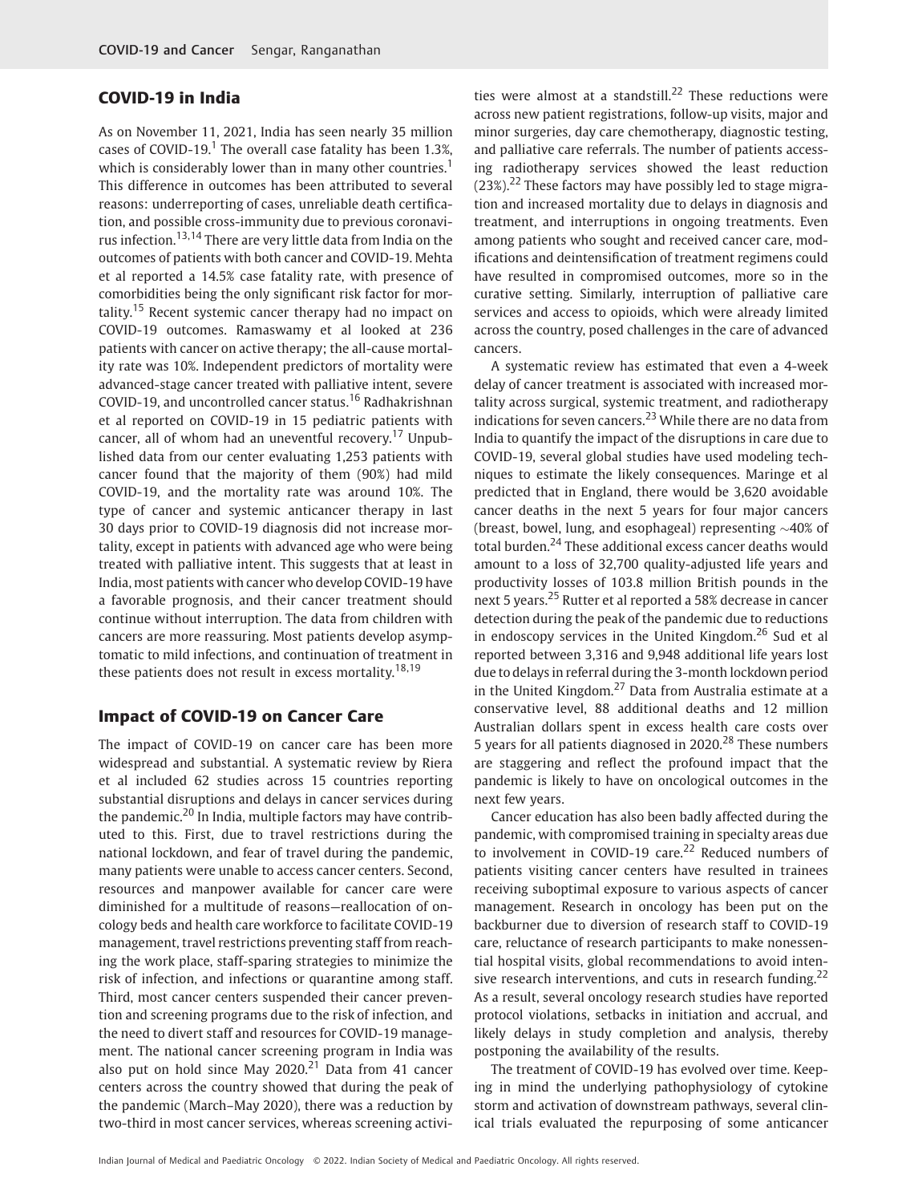## COVID-19 in India

As on November 11, 2021, India has seen nearly 35 million cases of COVID-19.[1] The overall case fatality has been 1.3%, which is considerably lower than in many other countries.[1] This difference in outcomes has been attributed to several reasons: underreporting of cases, unreliable death certification, and possible cross-immunity due to previous coronavirus infection.[13,14] There are very little data from India on the outcomes of patients with both cancer and COVID-19. Mehta et al reported a 14.5% case fatality rate, with presence of comorbidities being the only significant risk factor for mortality.[15] Recent systemic cancer therapy had no impact on COVID-19 outcomes. Ramaswamy et al looked at 236 patients with cancer on active therapy; the all-cause mortality rate was 10%. Independent predictors of mortality were advanced-stage cancer treated with palliative intent, severe COVID-19, and uncontrolled cancer status.[16] Radhakrishnan et al reported on COVID-19 in 15 pediatric patients with cancer, all of whom had an uneventful recovery.[17] Unpublished data from our center evaluating 1,253 patients with cancer found that the majority of them (90%) had mild COVID-19, and the mortality rate was around 10%. The type of cancer and systemic anticancer therapy in last 30 days prior to COVID-19 diagnosis did not increase mortality, except in patients with advanced age who were being treated with palliative intent. This suggests that at least in India, most patients with cancer who develop COVID-19 have a favorable prognosis, and their cancer treatment should continue without interruption. The data from children with cancers are more reassuring. Most patients develop asymptomatic to mild infections, and continuation of treatment in these patients does not result in excess mortality.[18,19]

## Impact of COVID-19 on Cancer Care

The impact of COVID-19 on cancer care has been more widespread and substantial. A systematic review by Riera et al included 62 studies across 15 countries reporting substantial disruptions and delays in cancer services during the pandemic.[20] In India, multiple factors may have contributed to this. First, due to travel restrictions during the national lockdown, and fear of travel during the pandemic, many patients were unable to access cancer centers. Second, resources and manpower available for cancer care were diminished for a multitude of reasons—reallocation of oncology beds and health care workforce to facilitate COVID-19 management, travel restrictions preventing staff from reaching the work place, staff-sparing strategies to minimize the risk of infection, and infections or quarantine among staff. Third, most cancer centers suspended their cancer prevention and screening programs due to the risk of infection, and the need to divert staff and resources for COVID-19 management. The national cancer screening program in India was also put on hold since May 2020.[21] Data from 41 cancer centers across the country showed that during the peak of the pandemic (March–May 2020), there was a reduction by two-third in most cancer services, whereas screening activities were almost at a standstill.[22] These reductions were across new patient registrations, follow-up visits, major and minor surgeries, day care chemotherapy, diagnostic testing, and palliative care referrals. The number of patients accessing radiotherapy services showed the least reduction (23%).[22] These factors may have possibly led to stage migration and increased mortality due to delays in diagnosis and treatment, and interruptions in ongoing treatments. Even among patients who sought and received cancer care, modifications and deintensification of treatment regimens could have resulted in compromised outcomes, more so in the curative setting. Similarly, interruption of palliative care services and access to opioids, which were already limited across the country, posed challenges in the care of advanced cancers.

A systematic review has estimated that even a 4-week delay of cancer treatment is associated with increased mortality across surgical, systemic treatment, and radiotherapy indications for seven cancers.[23] While there are no data from India to quantify the impact of the disruptions in care due to COVID-19, several global studies have used modeling techniques to estimate the likely consequences. Maringe et al predicted that in England, there would be 3,620 avoidable cancer deaths in the next 5 years for four major cancers (breast, bowel, lung, and esophageal) representing ~40% of total burden.[24] These additional excess cancer deaths would amount to a loss of 32,700 quality-adjusted life years and productivity losses of 103.8 million British pounds in the next 5 years.[25] Rutter et al reported a 58% decrease in cancer detection during the peak of the pandemic due to reductions in endoscopy services in the United Kingdom.[26] Sud et al reported between 3,316 and 9,948 additional life years lost due to delays in referral during the 3-month lockdown period in the United Kingdom.[27] Data from Australia estimate at a conservative level, 88 additional deaths and 12 million Australian dollars spent in excess health care costs over 5 years for all patients diagnosed in 2020.[28] These numbers are staggering and reflect the profound impact that the pandemic is likely to have on oncological outcomes in the next few years.

Cancer education has also been badly affected during the pandemic, with compromised training in specialty areas due to involvement in COVID-19 care.[22] Reduced numbers of patients visiting cancer centers have resulted in trainees receiving suboptimal exposure to various aspects of cancer management. Research in oncology has been put on the backburner due to diversion of research staff to COVID-19 care, reluctance of research participants to make nonessential hospital visits, global recommendations to avoid intensive research interventions, and cuts in research funding.[22] As a result, several oncology research studies have reported protocol violations, setbacks in initiation and accrual, and likely delays in study completion and analysis, thereby postponing the availability of the results.

The treatment of COVID-19 has evolved over time. Keeping in mind the underlying pathophysiology of cytokine storm and activation of downstream pathways, several clinical trials evaluated the repurposing of some anticancer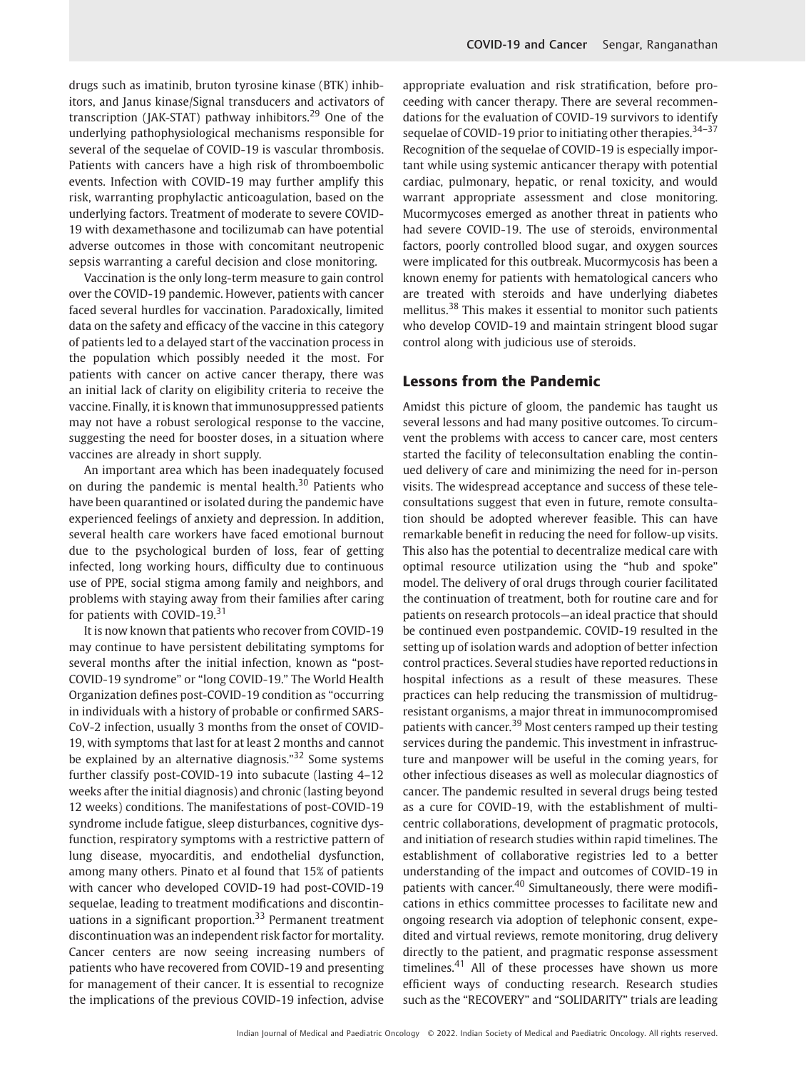drugs such as imatinib, bruton tyrosine kinase (BTK) inhibitors, and Janus kinase/Signal transducers and activators of transcription (JAK-STAT) pathway inhibitors.[29] One of the underlying pathophysiological mechanisms responsible for several of the sequelae of COVID-19 is vascular thrombosis. Patients with cancers have a high risk of thromboembolic events. Infection with COVID-19 may further amplify this risk, warranting prophylactic anticoagulation, based on the underlying factors. Treatment of moderate to severe COVID-19 with dexamethasone and tocilizumab can have potential adverse outcomes in those with concomitant neutropenic sepsis warranting a careful decision and close monitoring.

Vaccination is the only long-term measure to gain control over the COVID-19 pandemic. However, patients with cancer faced several hurdles for vaccination. Paradoxically, limited data on the safety and efficacy of the vaccine in this category of patients led to a delayed start of the vaccination process in the population which possibly needed it the most. For patients with cancer on active cancer therapy, there was an initial lack of clarity on eligibility criteria to receive the vaccine. Finally, it is known that immunosuppressed patients may not have a robust serological response to the vaccine, suggesting the need for booster doses, in a situation where vaccines are already in short supply.

An important area which has been inadequately focused on during the pandemic is mental health.[30] Patients who have been quarantined or isolated during the pandemic have experienced feelings of anxiety and depression. In addition, several health care workers have faced emotional burnout due to the psychological burden of loss, fear of getting infected, long working hours, difficulty due to continuous use of PPE, social stigma among family and neighbors, and problems with staying away from their families after caring for patients with COVID-19.[31]

It is now known that patients who recover from COVID-19 may continue to have persistent debilitating symptoms for several months after the initial infection, known as "post-COVID-19 syndrome" or "long COVID-19." The World Health Organization defines post-COVID-19 condition as "occurring in individuals with a history of probable or confirmed SARS-CoV-2 infection, usually 3 months from the onset of COVID-19, with symptoms that last for at least 2 months and cannot be explained by an alternative diagnosis."[32] Some systems further classify post-COVID-19 into subacute (lasting 4–12 weeks after the initial diagnosis) and chronic (lasting beyond 12 weeks) conditions. The manifestations of post-COVID-19 syndrome include fatigue, sleep disturbances, cognitive dysfunction, respiratory symptoms with a restrictive pattern of lung disease, myocarditis, and endothelial dysfunction, among many others. Pinato et al found that 15% of patients with cancer who developed COVID-19 had post-COVID-19 sequelae, leading to treatment modifications and discontinuations in a significant proportion.[33] Permanent treatment discontinuation was an independent risk factor for mortality. Cancer centers are now seeing increasing numbers of patients who have recovered from COVID-19 and presenting for management of their cancer. It is essential to recognize the implications of the previous COVID-19 infection, advise appropriate evaluation and risk stratification, before proceeding with cancer therapy. There are several recommendations for the evaluation of COVID-19 survivors to identify sequelae of COVID-19 prior to initiating other therapies.[34–37] Recognition of the sequelae of COVID-19 is especially important while using systemic anticancer therapy with potential cardiac, pulmonary, hepatic, or renal toxicity, and would warrant appropriate assessment and close monitoring. Mucormycoses emerged as another threat in patients who had severe COVID-19. The use of steroids, environmental factors, poorly controlled blood sugar, and oxygen sources were implicated for this outbreak. Mucormycosis has been a known enemy for patients with hematological cancers who are treated with steroids and have underlying diabetes mellitus.[38] This makes it essential to monitor such patients who develop COVID-19 and maintain stringent blood sugar control along with judicious use of steroids.

## Lessons from the Pandemic

Amidst this picture of gloom, the pandemic has taught us several lessons and had many positive outcomes. To circumvent the problems with access to cancer care, most centers started the facility of teleconsultation enabling the continued delivery of care and minimizing the need for in-person visits. The widespread acceptance and success of these teleconsultations suggest that even in future, remote consultation should be adopted wherever feasible. This can have remarkable benefit in reducing the need for follow-up visits. This also has the potential to decentralize medical care with optimal resource utilization using the "hub and spoke" model. The delivery of oral drugs through courier facilitated the continuation of treatment, both for routine care and for patients on research protocols—an ideal practice that should be continued even postpandemic. COVID-19 resulted in the setting up of isolation wards and adoption of better infection control practices. Several studies have reported reductions in hospital infections as a result of these measures. These practices can help reducing the transmission of multidrug-resistant organisms, a major threat in immunocompromised patients with cancer.[39] Most centers ramped up their testing services during the pandemic. This investment in infrastructure and manpower will be useful in the coming years, for other infectious diseases as well as molecular diagnostics of cancer. The pandemic resulted in several drugs being tested as a cure for COVID-19, with the establishment of multicentric collaborations, development of pragmatic protocols, and initiation of research studies within rapid timelines. The establishment of collaborative registries led to a better understanding of the impact and outcomes of COVID-19 in patients with cancer.[40] Simultaneously, there were modifications in ethics committee processes to facilitate new and ongoing research via adoption of telephonic consent, expedited and virtual reviews, remote monitoring, drug delivery directly to the patient, and pragmatic response assessment timelines.[41] All of these processes have shown us more efficient ways of conducting research. Research studies such as the "RECOVERY" and "SOLIDARITY" trials are leading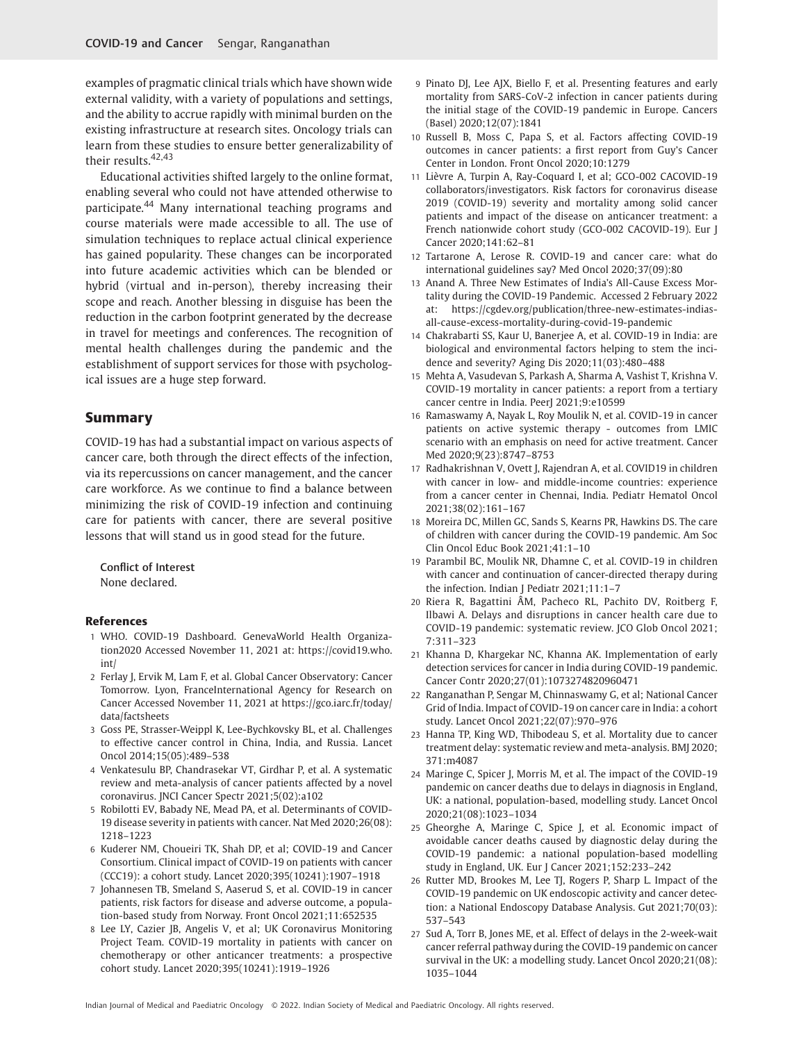examples of pragmatic clinical trials which have shown wide external validity, with a variety of populations and settings, and the ability to accrue rapidly with minimal burden on the existing infrastructure at research sites. Oncology trials can learn from these studies to ensure better generalizability of their results.[42,43]

Educational activities shifted largely to the online format, enabling several who could not have attended otherwise to participate.[44] Many international teaching programs and course materials were made accessible to all. The use of simulation techniques to replace actual clinical experience has gained popularity. These changes can be incorporated into future academic activities which can be blended or hybrid (virtual and in-person), thereby increasing their scope and reach. Another blessing in disguise has been the reduction in the carbon footprint generated by the decrease in travel for meetings and conferences. The recognition of mental health challenges during the pandemic and the establishment of support services for those with psychological issues are a huge step forward.

## Summary

COVID-19 has had a substantial impact on various aspects of cancer care, both through the direct effects of the infection, via its repercussions on cancer management, and the cancer care workforce. As we continue to find a balance between minimizing the risk of COVID-19 infection and continuing care for patients with cancer, there are several positive lessons that will stand us in good stead for the future.

**Conflict of Interest**
None declared.

## References

1. WHO. COVID-19 Dashboard. GenevaWorld Health Organization2020 Accessed November 11, 2021 at: https://covid19.who.int/
2. Ferlay J, Ervik M, Lam F, et al. Global Cancer Observatory: Cancer Tomorrow. Lyon, FranceInternational Agency for Research on Cancer Accessed November 11, 2021 at https://gco.iarc.fr/today/data/factsheets
3. Goss PE, Strasser-Weippl K, Lee-Bychkovsky BL, et al. Challenges to effective cancer control in China, India, and Russia. Lancet Oncol 2014;15(05):489–538
4. Venkatesulu BP, Chandrasekar VT, Girdhar P, et al. A systematic review and meta-analysis of cancer patients affected by a novel coronavirus. JNCI Cancer Spectr 2021;5(02):a102
5. Robilotti EV, Babady NE, Mead PA, et al. Determinants of COVID-19 disease severity in patients with cancer. Nat Med 2020;26(08):1218–1223
6. Kuderer NM, Choueiri TK, Shah DP, et al; COVID-19 and Cancer Consortium. Clinical impact of COVID-19 on patients with cancer (CCC19): a cohort study. Lancet 2020;395(10241):1907–1918
7. Johannesen TB, Smeland S, Aaserud S, et al. COVID-19 in cancer patients, risk factors for disease and adverse outcome, a population-based study from Norway. Front Oncol 2021;11:652535
8. Lee LY, Cazier JB, Angelis V, et al; UK Coronavirus Monitoring Project Team. COVID-19 mortality in patients with cancer on chemotherapy or other anticancer treatments: a prospective cohort study. Lancet 2020;395(10241):1919–1926
9. Pinato DJ, Lee AJX, Biello F, et al. Presenting features and early mortality from SARS-CoV-2 infection in cancer patients during the initial stage of the COVID-19 pandemic in Europe. Cancers (Basel) 2020;12(07):1841
10. Russell B, Moss C, Papa S, et al. Factors affecting COVID-19 outcomes in cancer patients: a first report from Guy's Cancer Center in London. Front Oncol 2020;10:1279
11. Lièvre A, Turpin A, Ray-Coquard I, et al; GCO-002 CACOVID-19 collaborators/investigators. Risk factors for coronavirus disease 2019 (COVID-19) severity and mortality among solid cancer patients and impact of the disease on anticancer treatment: a French nationwide cohort study (GCO-002 CACOVID-19). Eur J Cancer 2020;141:62–81
12. Tartarone A, Lerose R. COVID-19 and cancer care: what do international guidelines say? Med Oncol 2020;37(09):80
13. Anand A. Three New Estimates of India's All-Cause Excess Mortality during the COVID-19 Pandemic. Accessed 2 February 2022 at: https://cgdev.org/publication/three-new-estimates-indias-all-cause-excess-mortality-during-covid-19-pandemic
14. Chakrabarti SS, Kaur U, Banerjee A, et al. COVID-19 in India: are biological and environmental factors helping to stem the incidence and severity? Aging Dis 2020;11(03):480–488
15. Mehta A, Vasudevan S, Parkash A, Sharma A, Vashist T, Krishna V. COVID-19 mortality in cancer patients: a report from a tertiary cancer centre in India. PeerJ 2021;9:e10599
16. Ramaswamy A, Nayak L, Roy Moulik N, et al. COVID-19 in cancer patients on active systemic therapy - outcomes from LMIC scenario with an emphasis on need for active treatment. Cancer Med 2020;9(23):8747–8753
17. Radhakrishnan V, Ovett J, Rajendran A, et al. COVID19 in children with cancer in low- and middle-income countries: experience from a cancer center in Chennai, India. Pediatr Hematol Oncol 2021;38(02):161–167
18. Moreira DC, Millen GC, Sands S, Kearns PR, Hawkins DS. The care of children with cancer during the COVID-19 pandemic. Am Soc Clin Oncol Educ Book 2021;41:1–10
19. Parambil BC, Moulik NR, Dhamne C, et al. COVID-19 in children with cancer and continuation of cancer-directed therapy during the infection. Indian J Pediatr 2021;11:1–7
20. Riera R, Bagattini ÂM, Pacheco RL, Pachito DV, Roitberg F, Ilbawi A. Delays and disruptions in cancer health care due to COVID-19 pandemic: systematic review. JCO Glob Oncol 2021;7:311–323
21. Khanna D, Khargekar NC, Khanna AK. Implementation of early detection services for cancer in India during COVID-19 pandemic. Cancer Contr 2020;27(01):1073274820960471
22. Ranganathan P, Sengar M, Chinnaswamy G, et al; National Cancer Grid of India. Impact of COVID-19 on cancer care in India: a cohort study. Lancet Oncol 2021;22(07):970–976
23. Hanna TP, King WD, Thibodeau S, et al. Mortality due to cancer treatment delay: systematic review and meta-analysis. BMJ 2020;371:m4087
24. Maringe C, Spicer J, Morris M, et al. The impact of the COVID-19 pandemic on cancer deaths due to delays in diagnosis in England, UK: a national, population-based, modelling study. Lancet Oncol 2020;21(08):1023–1034
25. Gheorghe A, Maringe C, Spice J, et al. Economic impact of avoidable cancer deaths caused by diagnostic delay during the COVID-19 pandemic: a national population-based modelling study in England, UK. Eur J Cancer 2021;152:233–242
26. Rutter MD, Brookes M, Lee TJ, Rogers P, Sharp L. Impact of the COVID-19 pandemic on UK endoscopic activity and cancer detection: a National Endoscopy Database Analysis. Gut 2021;70(03):537–543
27. Sud A, Torr B, Jones ME, et al. Effect of delays in the 2-week-wait cancer referral pathway during the COVID-19 pandemic on cancer survival in the UK: a modelling study. Lancet Oncol 2020;21(08):1035–1044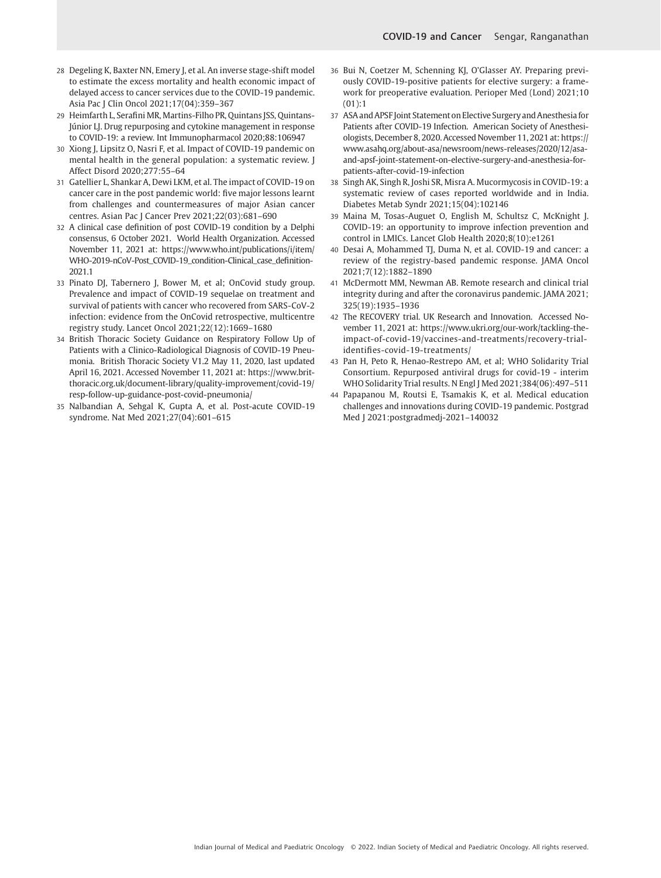28 Degeling K, Baxter NN, Emery J, et al. An inverse stage-shift model to estimate the excess mortality and health economic impact of delayed access to cancer services due to the COVID-19 pandemic. Asia Pac J Clin Oncol 2021;17(04):359–367

29 Heimfarth L, Serafini MR, Martins-Filho PR, Quintans JSS, Quintans-Júnior LJ. Drug repurposing and cytokine management in response to COVID-19: a review. Int Immunopharmacol 2020;88:106947

30 Xiong J, Lipsitz O, Nasri F, et al. Impact of COVID-19 pandemic on mental health in the general population: a systematic review. J Affect Disord 2020;277:55–64

31 Gatellier L, Shankar A, Dewi LKM, et al. The impact of COVID-19 on cancer care in the post pandemic world: five major lessons learnt from challenges and countermeasures of major Asian cancer centres. Asian Pac J Cancer Prev 2021;22(03):681–690

32 A clinical case definition of post COVID-19 condition by a Delphi consensus, 6 October 2021. World Health Organization. Accessed November 11, 2021 at: https://www.who.int/publications/i/item/WHO-2019-nCoV-Post_COVID-19_condition-Clinical_case_definition-2021.1

33 Pinato DJ, Tabernero J, Bower M, et al; OnCovid study group. Prevalence and impact of COVID-19 sequelae on treatment and survival of patients with cancer who recovered from SARS-CoV-2 infection: evidence from the OnCovid retrospective, multicentre registry study. Lancet Oncol 2021;22(12):1669–1680

34 British Thoracic Society Guidance on Respiratory Follow Up of Patients with a Clinico-Radiological Diagnosis of COVID-19 Pneumonia. British Thoracic Society V1.2 May 11, 2020, last updated April 16, 2021. Accessed November 11, 2021 at: https://www.brit-thoracic.org.uk/document-library/quality-improvement/covid-19/resp-follow-up-guidance-post-covid-pneumonia/

35 Nalbandian A, Sehgal K, Gupta A, et al. Post-acute COVID-19 syndrome. Nat Med 2021;27(04):601–615

36 Bui N, Coetzer M, Schenning KJ, O'Glasser AY. Preparing previously COVID-19-positive patients for elective surgery: a framework for preoperative evaluation. Perioper Med (Lond) 2021;10(01):1

37 ASA and APSF Joint Statement on Elective Surgery and Anesthesia for Patients after COVID-19 Infection. American Society of Anesthesiologists, December 8, 2020. Accessed November 11, 2021 at: https://www.asahq.org/about-asa/newsroom/news-releases/2020/12/asa-and-apsf-joint-statement-on-elective-surgery-and-anesthesia-for-patients-after-covid-19-infection

38 Singh AK, Singh R, Joshi SR, Misra A. Mucormycosis in COVID-19: a systematic review of cases reported worldwide and in India. Diabetes Metab Syndr 2021;15(04):102146

39 Maina M, Tosas-Auguet O, English M, Schultsz C, McKnight J. COVID-19: an opportunity to improve infection prevention and control in LMICs. Lancet Glob Health 2020;8(10):e1261

40 Desai A, Mohammed TJ, Duma N, et al. COVID-19 and cancer: a review of the registry-based pandemic response. JAMA Oncol 2021;7(12):1882–1890

41 McDermott MM, Newman AB. Remote research and clinical trial integrity during and after the coronavirus pandemic. JAMA 2021;325(19):1935–1936

42 The RECOVERY trial. UK Research and Innovation. Accessed November 11, 2021 at: https://www.ukri.org/our-work/tackling-the-impact-of-covid-19/vaccines-and-treatments/recovery-trial-identifies-covid-19-treatments/

43 Pan H, Peto R, Henao-Restrepo AM, et al; WHO Solidarity Trial Consortium. Repurposed antiviral drugs for covid-19 - interim WHO Solidarity Trial results. N Engl J Med 2021;384(06):497–511

44 Papapanou M, Routsi E, Tsamakis K, et al. Medical education challenges and innovations during COVID-19 pandemic. Postgrad Med J 2021:postgradmedj-2021–140032